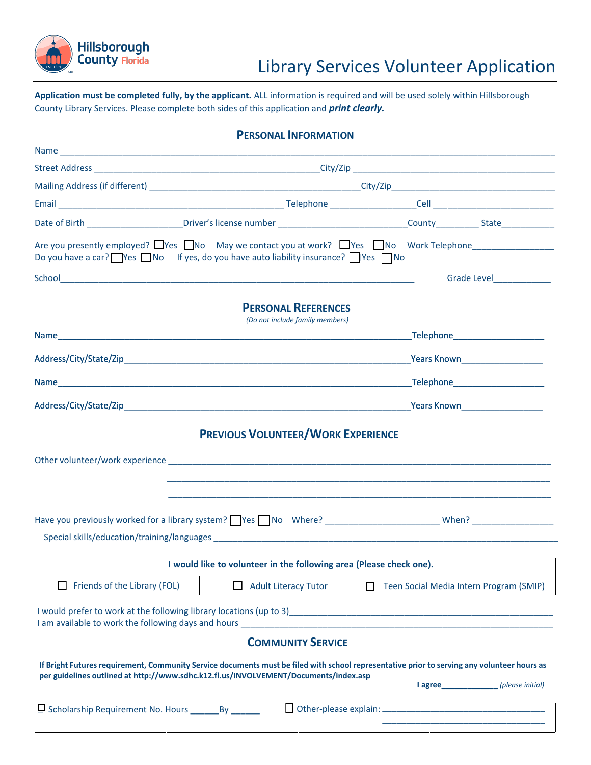Hillsborough County Florida

# Library Services Volunteer Application

**Application must be completed fully, by the applicant.** ALL information is required and will be used solely within Hillsborough County Library Services. Please complete both sides of this application and ***print clearly.***

## PERSONAL INFORMATION

Name ______________________________________________________________________________

Street Address ______________________________ City/Zip ______________________________

Mailing Address (if different) ______________________________ City/Zip ______________________________

Email ______________________________ Telephone ______________ Cell ______________

Date of Birth ______________ Driver's license number ______________ County________ State__________

Are you presently employed? ☐Yes ☐No May we contact you at work? ☐Yes ☐No Work Telephone________________

Do you have a car? ☐Yes ☐No If yes, do you have auto liability insurance? ☐Yes ☐No

School______________________________________________________ Grade Level____________

## PERSONAL REFERENCES

*(Do not include family members)*

Name______________________________________________________ Telephone__________________

Address/City/State/Zip______________________________________ Years Known________________

Name______________________________________________________ Telephone__________________

Address/City/State/Zip______________________________________ Years Known________________

## PREVIOUS VOLUNTEER/WORK EXPERIENCE

Other volunteer/work experience ______________________________________________________

______________________________________________________

______________________________________________________

Have you previously worked for a library system? ☐Yes ☐No Where? ______________________ When? ________________

Special skills/education/training/languages ______________________________________________________

| I would like to volunteer in the following area (Please check one). | | |
|---|---|---|
| ☐ Friends of the Library (FOL) | ☐ Adult Literacy Tutor | ☐ Teen Social Media Intern Program (SMIP) |

I would prefer to work at the following library locations (up to 3)______________________________________________

I am available to work the following days and hours ______________________________________________

## COMMUNITY SERVICE

**If Bright Futures requirement, Community Service documents must be filed with school representative prior to serving any volunteer hours as per guidelines outlined at http://www.sdhc.k12.fl.us/INVOLVEMENT/Documents/index.asp**

**I agree**_____________ *(please initial)*

| ☐ Scholarship Requirement No. Hours ______By ______ | ☐ Other-please explain: ___________________________________ ___________________________________ |
|---|---|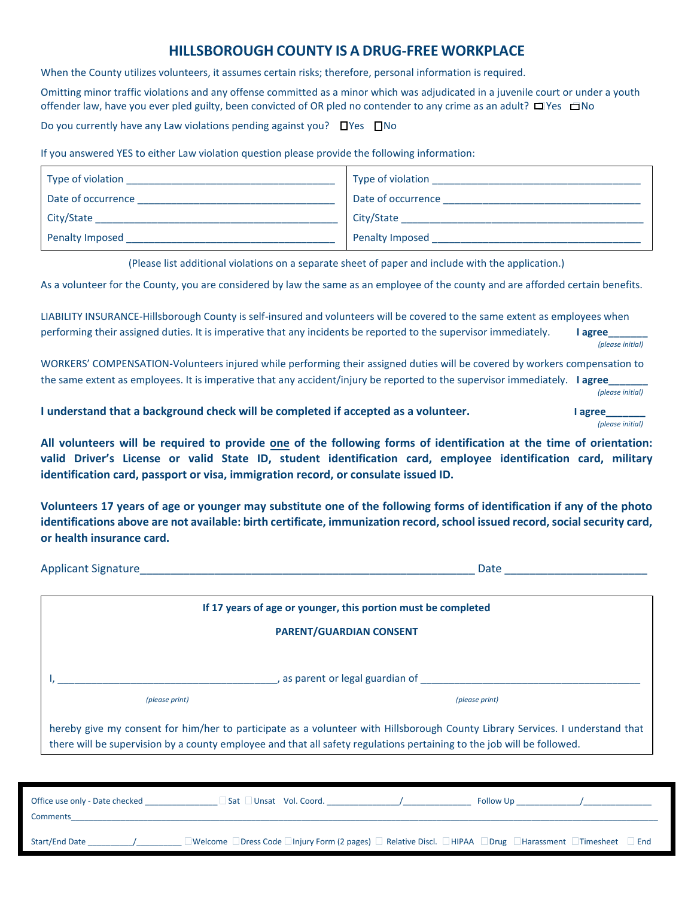# HILLSBOROUGH COUNTY IS A DRUG-FREE WORKPLACE

When the County utilizes volunteers, it assumes certain risks; therefore, personal information is required.

Omitting minor traffic violations and any offense committed as a minor which was adjudicated in a juvenile court or under a youth offender law, have you ever pled guilty, been convicted of OR pled no contender to any crime as an adult? ☐ Yes ☐ No

Do you currently have any Law violations pending against you? ☐ Yes ☐ No

If you answered YES to either Law violation question please provide the following information:

| | |
|---|---|
| Type of violation ______________________ | Type of violation ______________________ |
| Date of occurrence ______________________ | Date of occurrence ______________________ |
| City/State ______________________ | City/State ______________________ |
| Penalty Imposed ______________________ | Penalty Imposed ______________________ |

(Please list additional violations on a separate sheet of paper and include with the application.)

As a volunteer for the County, you are considered by law the same as an employee of the county and are afforded certain benefits.

LIABILITY INSURANCE-Hillsborough County is self-insured and volunteers will be covered to the same extent as employees when performing their assigned duties. It is imperative that any incidents be reported to the supervisor immediately. **I agree_______** *(please initial)*

WORKERS' COMPENSATION-Volunteers injured while performing their assigned duties will be covered by workers compensation to the same extent as employees. It is imperative that any accident/injury be reported to the supervisor immediately. **I agree_______** *(please initial)*

**I understand that a background check will be completed if accepted as a volunteer.** **I agree_______** *(please initial)*

**All volunteers will be required to provide one of the following forms of identification at the time of orientation: valid Driver's License or valid State ID, student identification card, employee identification card, military identification card, passport or visa, immigration record, or consulate issued ID.**

**Volunteers 17 years of age or younger may substitute one of the following forms of identification if any of the photo identifications above are not available: birth certificate, immunization record, school issued record, social security card, or health insurance card.**

Applicant Signature______________________________________ Date ____________________

**If 17 years of age or younger, this portion must be completed**

**PARENT/GUARDIAN CONSENT**

I, ______________________________, as parent or legal guardian of ______________________________

*(please print)* *(please print)*

hereby give my consent for him/her to participate as a volunteer with Hillsborough County Library Services. I understand that there will be supervision by a county employee and that all safety regulations pertaining to the job will be followed.

Office use only - Date checked ______________ ☐ Sat ☐ Unsat Vol. Coord. ______________/______________ Follow Up ______________/______________

Comments____________________________________________________________________________

Start/End Date __________/__________ ☐ Welcome ☐ Dress Code ☐ Injury Form (2 pages) ☐ Relative Discl. ☐ HIPAA ☐ Drug ☐ Harassment ☐ Timesheet ☐ End